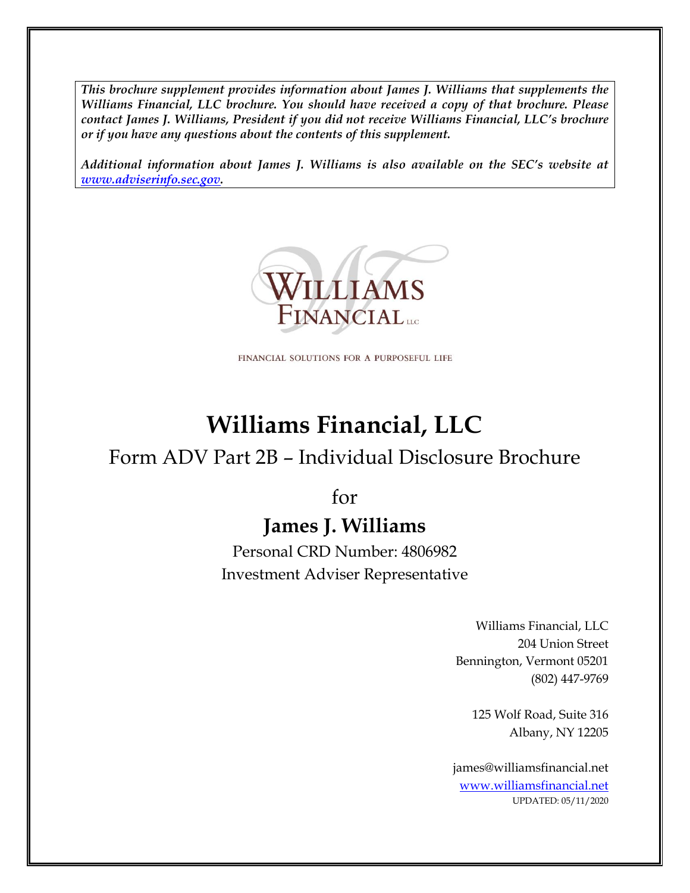***This brochure supplement provides information about James J. Williams that supplements the Williams Financial, LLC brochure. You should have received a copy of that brochure. Please contact James J. Williams, President if you did not receive Williams Financial, LLC's brochure or if you have any questions about the contents of this supplement.***

***Additional information about James J. Williams is also available on the SEC's website at [www.adviserinfo.sec.gov](http://www.adviserinfo.sec.gov).***

WILLIAMS FINANCIAL LLC

FINANCIAL SOLUTIONS FOR A PURPOSEFUL LIFE

# Williams Financial, LLC

## Form ADV Part 2B – Individual Disclosure Brochure

for

## James J. Williams

Personal CRD Number: 4806982

Investment Adviser Representative

Williams Financial, LLC
204 Union Street
Bennington, Vermont 05201
(802) 447-9769

125 Wolf Road, Suite 316
Albany, NY 12205

james@williamsfinancial.net
[www.williamsfinancial.net](http://www.williamsfinancial.net)
UPDATED: 05/11/2020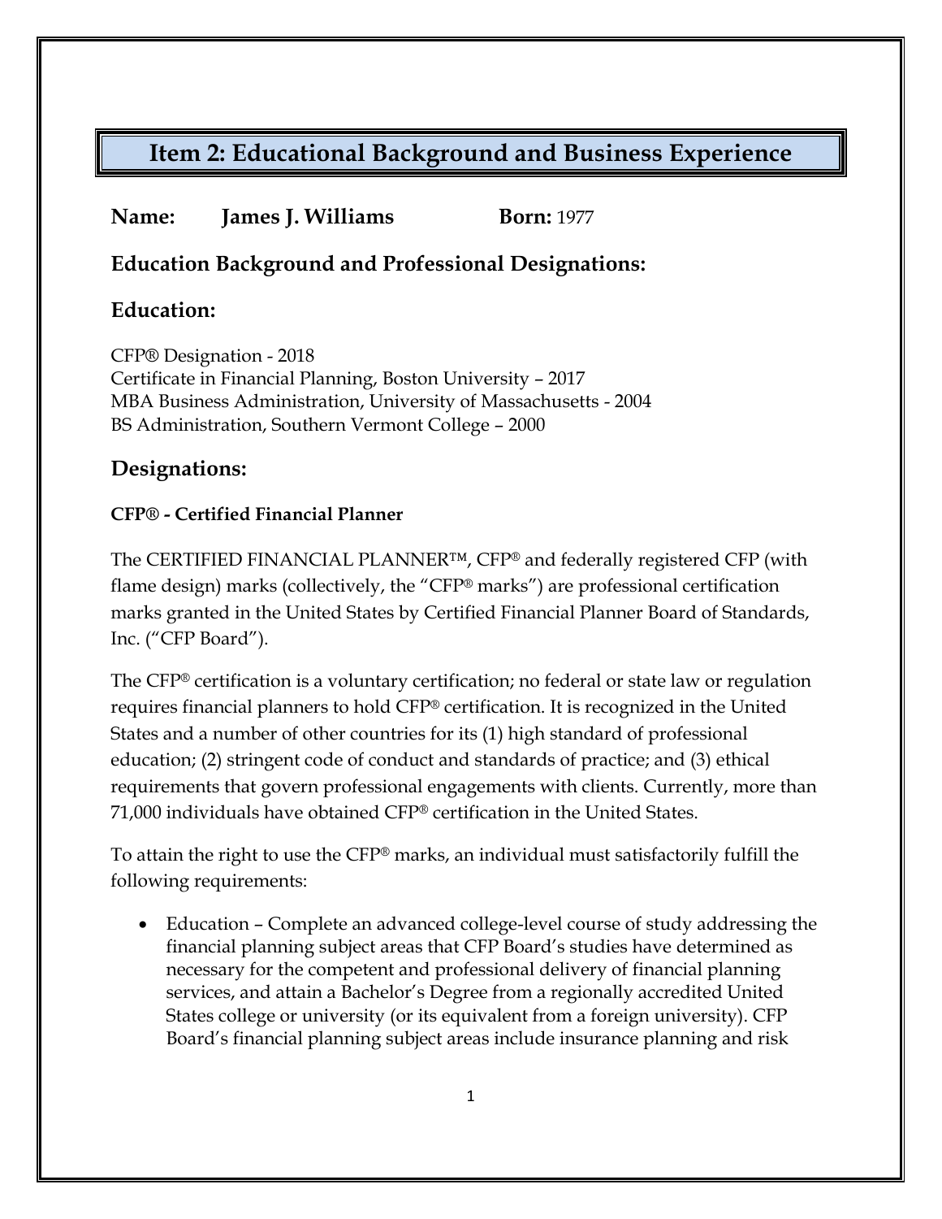# Item 2: Educational Background and Business Experience

**Name:** **James J. Williams** **Born:** 1977

## Education Background and Professional Designations:

## Education:

CFP® Designation - 2018
Certificate in Financial Planning, Boston University – 2017
MBA Business Administration, University of Massachusetts - 2004
BS Administration, Southern Vermont College – 2000

## Designations:

**CFP® - Certified Financial Planner**

The CERTIFIED FINANCIAL PLANNER™, CFP® and federally registered CFP (with flame design) marks (collectively, the "CFP® marks") are professional certification marks granted in the United States by Certified Financial Planner Board of Standards, Inc. ("CFP Board").

The CFP® certification is a voluntary certification; no federal or state law or regulation requires financial planners to hold CFP® certification. It is recognized in the United States and a number of other countries for its (1) high standard of professional education; (2) stringent code of conduct and standards of practice; and (3) ethical requirements that govern professional engagements with clients. Currently, more than 71,000 individuals have obtained CFP® certification in the United States.

To attain the right to use the CFP® marks, an individual must satisfactorily fulfill the following requirements:

- Education – Complete an advanced college-level course of study addressing the financial planning subject areas that CFP Board's studies have determined as necessary for the competent and professional delivery of financial planning services, and attain a Bachelor's Degree from a regionally accredited United States college or university (or its equivalent from a foreign university). CFP Board's financial planning subject areas include insurance planning and risk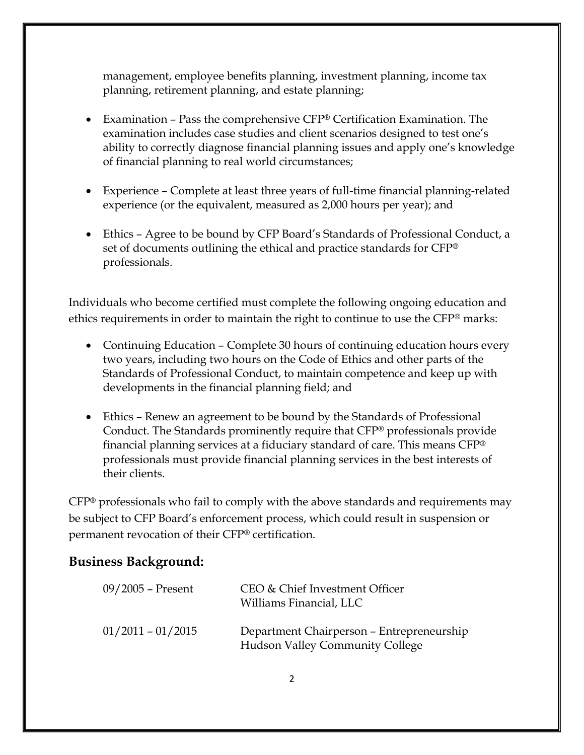management, employee benefits planning, investment planning, income tax planning, retirement planning, and estate planning;

- Examination – Pass the comprehensive CFP® Certification Examination. The examination includes case studies and client scenarios designed to test one's ability to correctly diagnose financial planning issues and apply one's knowledge of financial planning to real world circumstances;

- Experience – Complete at least three years of full-time financial planning-related experience (or the equivalent, measured as 2,000 hours per year); and

- Ethics – Agree to be bound by CFP Board's Standards of Professional Conduct, a set of documents outlining the ethical and practice standards for CFP® professionals.

Individuals who become certified must complete the following ongoing education and ethics requirements in order to maintain the right to continue to use the CFP® marks:

- Continuing Education – Complete 30 hours of continuing education hours every two years, including two hours on the Code of Ethics and other parts of the Standards of Professional Conduct, to maintain competence and keep up with developments in the financial planning field; and

- Ethics – Renew an agreement to be bound by the Standards of Professional Conduct. The Standards prominently require that CFP® professionals provide financial planning services at a fiduciary standard of care. This means CFP® professionals must provide financial planning services in the best interests of their clients.

CFP® professionals who fail to comply with the above standards and requirements may be subject to CFP Board's enforcement process, which could result in suspension or permanent revocation of their CFP® certification.

## Business Background:

| | |
|---|---|
| 09/2005 – Present | CEO & Chief Investment Officer<br>Williams Financial, LLC |
| 01/2011 – 01/2015 | Department Chairperson – Entrepreneurship<br>Hudson Valley Community College |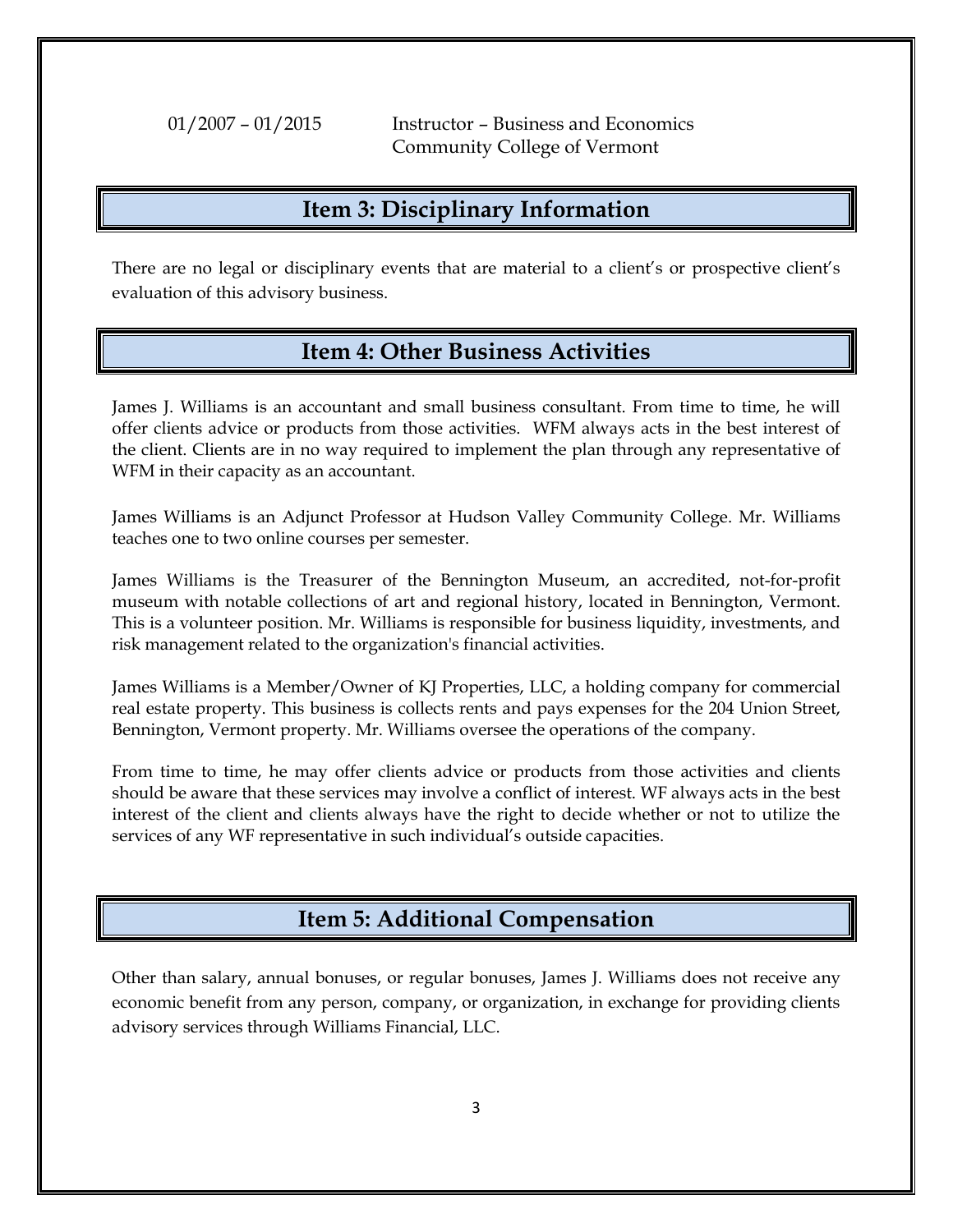01/2007 – 01/2015 Instructor – Business and Economics
Community College of Vermont

## Item 3: Disciplinary Information

There are no legal or disciplinary events that are material to a client's or prospective client's evaluation of this advisory business.

## Item 4: Other Business Activities

James J. Williams is an accountant and small business consultant. From time to time, he will offer clients advice or products from those activities. WFM always acts in the best interest of the client. Clients are in no way required to implement the plan through any representative of WFM in their capacity as an accountant.

James Williams is an Adjunct Professor at Hudson Valley Community College. Mr. Williams teaches one to two online courses per semester.

James Williams is the Treasurer of the Bennington Museum, an accredited, not-for-profit museum with notable collections of art and regional history, located in Bennington, Vermont. This is a volunteer position. Mr. Williams is responsible for business liquidity, investments, and risk management related to the organization's financial activities.

James Williams is a Member/Owner of KJ Properties, LLC, a holding company for commercial real estate property. This business is collects rents and pays expenses for the 204 Union Street, Bennington, Vermont property. Mr. Williams oversee the operations of the company.

From time to time, he may offer clients advice or products from those activities and clients should be aware that these services may involve a conflict of interest. WF always acts in the best interest of the client and clients always have the right to decide whether or not to utilize the services of any WF representative in such individual's outside capacities.

## Item 5: Additional Compensation

Other than salary, annual bonuses, or regular bonuses, James J. Williams does not receive any economic benefit from any person, company, or organization, in exchange for providing clients advisory services through Williams Financial, LLC.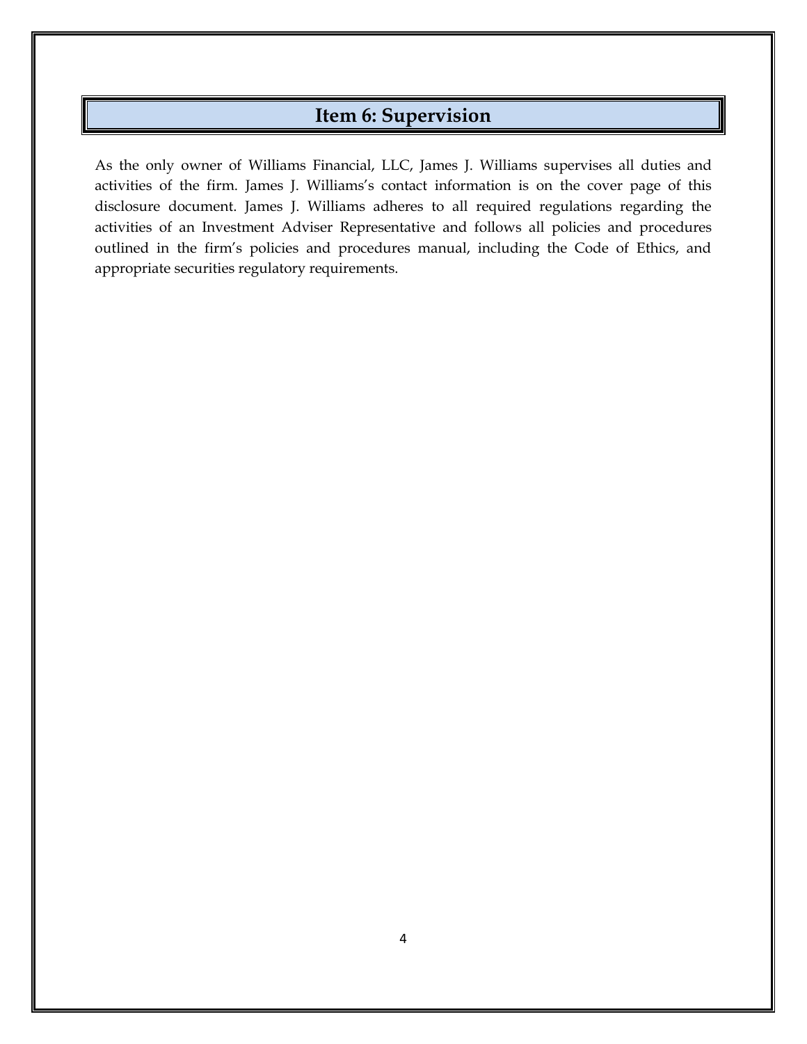## Item 6: Supervision

As the only owner of Williams Financial, LLC, James J. Williams supervises all duties and activities of the firm. James J. Williams's contact information is on the cover page of this disclosure document. James J. Williams adheres to all required regulations regarding the activities of an Investment Adviser Representative and follows all policies and procedures outlined in the firm's policies and procedures manual, including the Code of Ethics, and appropriate securities regulatory requirements.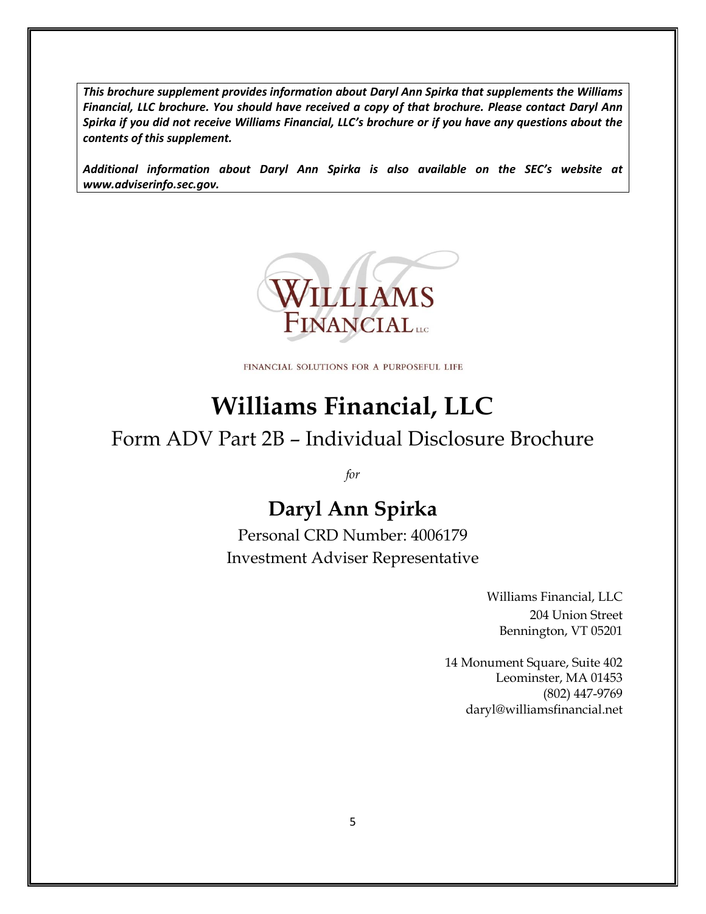***This brochure supplement provides information about Daryl Ann Spirka that supplements the Williams Financial, LLC brochure. You should have received a copy of that brochure. Please contact Daryl Ann Spirka if you did not receive Williams Financial, LLC's brochure or if you have any questions about the contents of this supplement.***

***Additional information about Daryl Ann Spirka is also available on the SEC's website at www.adviserinfo.sec.gov.***

WILLIAMS FINANCIAL LLC

FINANCIAL SOLUTIONS FOR A PURPOSEFUL LIFE

# Williams Financial, LLC

## Form ADV Part 2B – Individual Disclosure Brochure

*for*

## Daryl Ann Spirka

Personal CRD Number: 4006179

Investment Adviser Representative

Williams Financial, LLC
204 Union Street
Bennington, VT 05201

14 Monument Square, Suite 402
Leominster, MA 01453
(802) 447-9769
daryl@williamsfinancial.net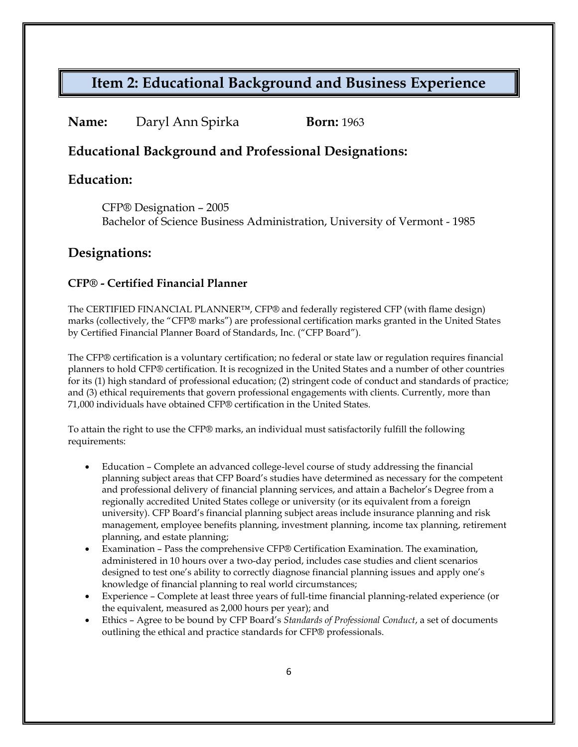## Item 2: Educational Background and Business Experience

**Name:** Daryl Ann Spirka **Born:** 1963

### Educational Background and Professional Designations:

### Education:

CFP® Designation – 2005
Bachelor of Science Business Administration, University of Vermont - 1985

### Designations:

#### CFP® - Certified Financial Planner

The CERTIFIED FINANCIAL PLANNER™, CFP® and federally registered CFP (with flame design) marks (collectively, the "CFP® marks") are professional certification marks granted in the United States by Certified Financial Planner Board of Standards, Inc. ("CFP Board").

The CFP® certification is a voluntary certification; no federal or state law or regulation requires financial planners to hold CFP® certification. It is recognized in the United States and a number of other countries for its (1) high standard of professional education; (2) stringent code of conduct and standards of practice; and (3) ethical requirements that govern professional engagements with clients. Currently, more than 71,000 individuals have obtained CFP® certification in the United States.

To attain the right to use the CFP® marks, an individual must satisfactorily fulfill the following requirements:

- Education – Complete an advanced college-level course of study addressing the financial planning subject areas that CFP Board's studies have determined as necessary for the competent and professional delivery of financial planning services, and attain a Bachelor's Degree from a regionally accredited United States college or university (or its equivalent from a foreign university). CFP Board's financial planning subject areas include insurance planning and risk management, employee benefits planning, investment planning, income tax planning, retirement planning, and estate planning;
- Examination – Pass the comprehensive CFP® Certification Examination. The examination, administered in 10 hours over a two-day period, includes case studies and client scenarios designed to test one's ability to correctly diagnose financial planning issues and apply one's knowledge of financial planning to real world circumstances;
- Experience – Complete at least three years of full-time financial planning-related experience (or the equivalent, measured as 2,000 hours per year); and
- Ethics – Agree to be bound by CFP Board's *Standards of Professional Conduct*, a set of documents outlining the ethical and practice standards for CFP® professionals.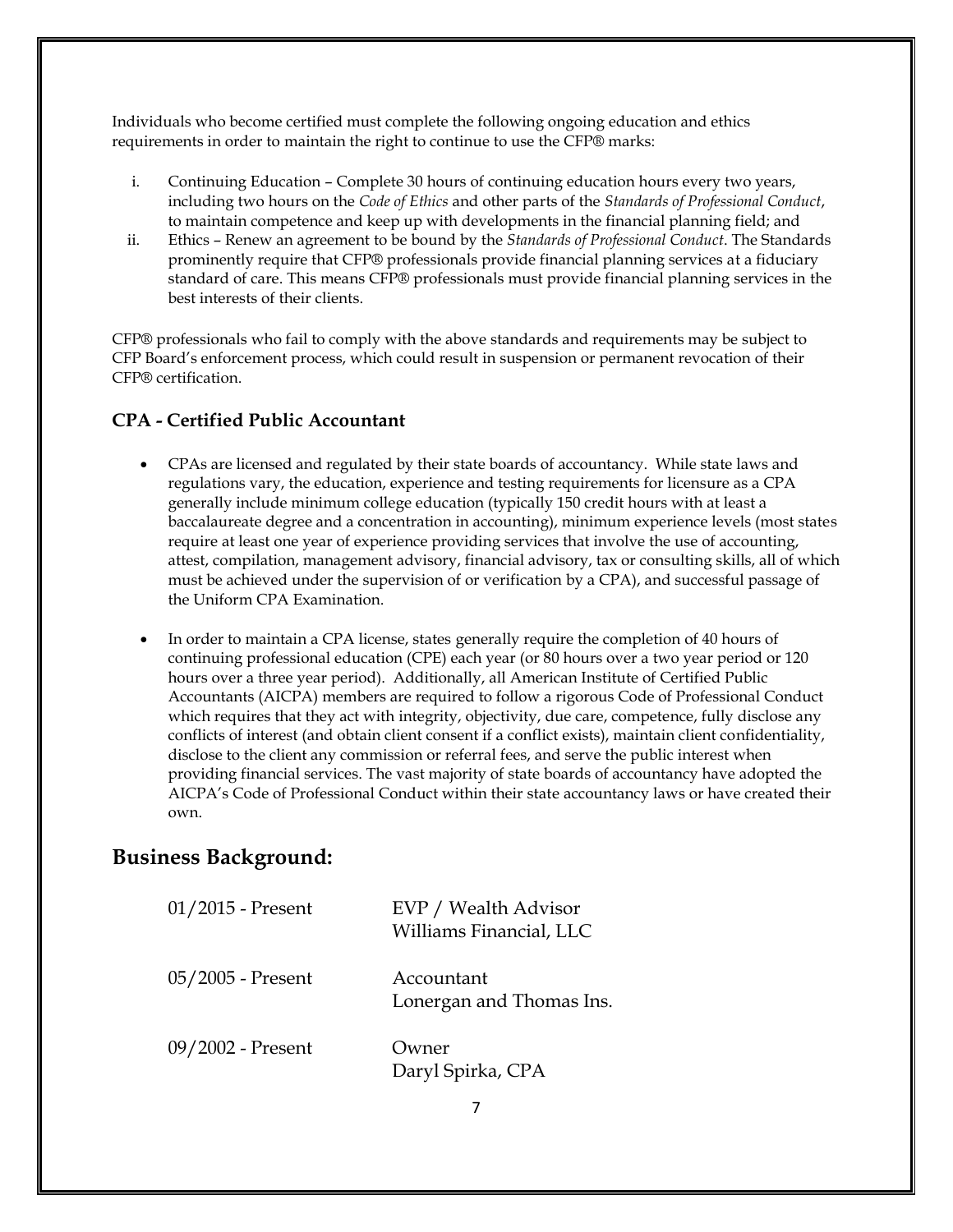Individuals who become certified must complete the following ongoing education and ethics requirements in order to maintain the right to continue to use the CFP® marks:

i. Continuing Education – Complete 30 hours of continuing education hours every two years, including two hours on the *Code of Ethics* and other parts of the *Standards of Professional Conduct*, to maintain competence and keep up with developments in the financial planning field; and
ii. Ethics – Renew an agreement to be bound by the *Standards of Professional Conduct*. The Standards prominently require that CFP® professionals provide financial planning services at a fiduciary standard of care. This means CFP® professionals must provide financial planning services in the best interests of their clients.

CFP® professionals who fail to comply with the above standards and requirements may be subject to CFP Board's enforcement process, which could result in suspension or permanent revocation of their CFP® certification.

### CPA - Certified Public Accountant

- CPAs are licensed and regulated by their state boards of accountancy. While state laws and regulations vary, the education, experience and testing requirements for licensure as a CPA generally include minimum college education (typically 150 credit hours with at least a baccalaureate degree and a concentration in accounting), minimum experience levels (most states require at least one year of experience providing services that involve the use of accounting, attest, compilation, management advisory, financial advisory, tax or consulting skills, all of which must be achieved under the supervision of or verification by a CPA), and successful passage of the Uniform CPA Examination.

- In order to maintain a CPA license, states generally require the completion of 40 hours of continuing professional education (CPE) each year (or 80 hours over a two year period or 120 hours over a three year period). Additionally, all American Institute of Certified Public Accountants (AICPA) members are required to follow a rigorous Code of Professional Conduct which requires that they act with integrity, objectivity, due care, competence, fully disclose any conflicts of interest (and obtain client consent if a conflict exists), maintain client confidentiality, disclose to the client any commission or referral fees, and serve the public interest when providing financial services. The vast majority of state boards of accountancy have adopted the AICPA's Code of Professional Conduct within their state accountancy laws or have created their own.

## Business Background:

| | |
|---|---|
| 01/2015 - Present | EVP / Wealth Advisor<br>Williams Financial, LLC |
| 05/2005 - Present | Accountant<br>Lonergan and Thomas Ins. |
| 09/2002 - Present | Owner<br>Daryl Spirka, CPA |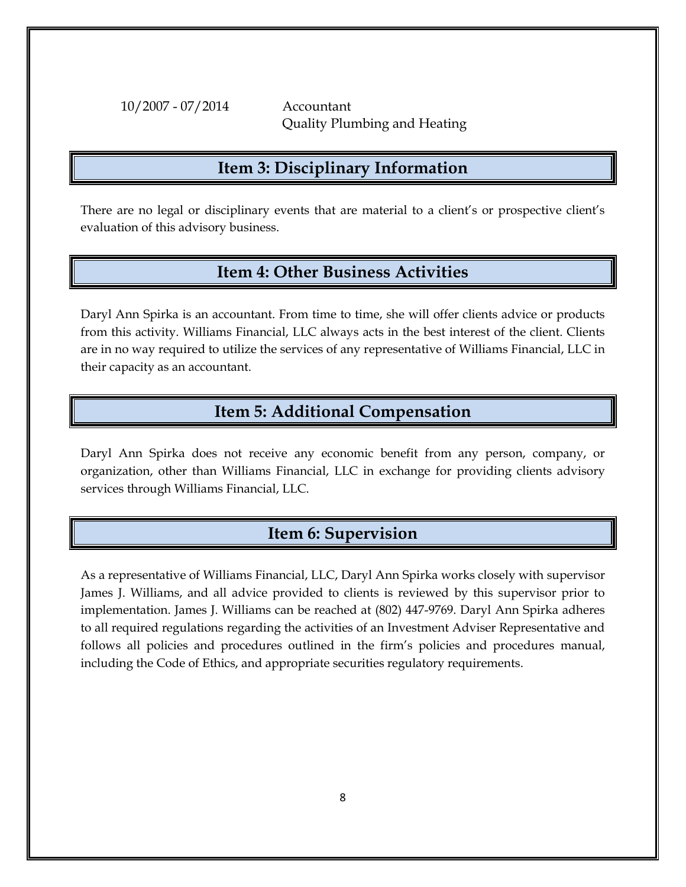10/2007 - 07/2014 Accountant
Quality Plumbing and Heating

## Item 3: Disciplinary Information

There are no legal or disciplinary events that are material to a client's or prospective client's evaluation of this advisory business.

## Item 4: Other Business Activities

Daryl Ann Spirka is an accountant. From time to time, she will offer clients advice or products from this activity. Williams Financial, LLC always acts in the best interest of the client. Clients are in no way required to utilize the services of any representative of Williams Financial, LLC in their capacity as an accountant.

## Item 5: Additional Compensation

Daryl Ann Spirka does not receive any economic benefit from any person, company, or organization, other than Williams Financial, LLC in exchange for providing clients advisory services through Williams Financial, LLC.

## Item 6: Supervision

As a representative of Williams Financial, LLC, Daryl Ann Spirka works closely with supervisor James J. Williams, and all advice provided to clients is reviewed by this supervisor prior to implementation. James J. Williams can be reached at (802) 447-9769. Daryl Ann Spirka adheres to all required regulations regarding the activities of an Investment Adviser Representative and follows all policies and procedures outlined in the firm's policies and procedures manual, including the Code of Ethics, and appropriate securities regulatory requirements.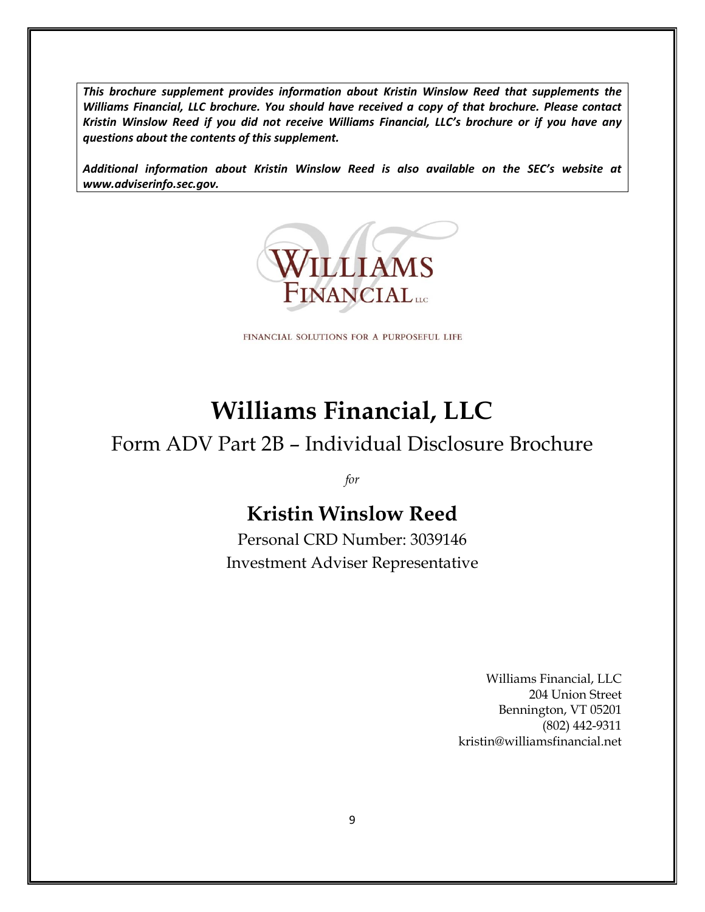***This brochure supplement provides information about Kristin Winslow Reed that supplements the Williams Financial, LLC brochure. You should have received a copy of that brochure. Please contact Kristin Winslow Reed if you did not receive Williams Financial, LLC's brochure or if you have any questions about the contents of this supplement.***

***Additional information about Kristin Winslow Reed is also available on the SEC's website at www.adviserinfo.sec.gov.***

WILLIAMS FINANCIAL LLC

FINANCIAL SOLUTIONS FOR A PURPOSEFUL LIFE

# Williams Financial, LLC

## Form ADV Part 2B – Individual Disclosure Brochure

*for*

## Kristin Winslow Reed

Personal CRD Number: 3039146

Investment Adviser Representative

Williams Financial, LLC
204 Union Street
Bennington, VT 05201
(802) 442-9311
kristin@williamsfinancial.net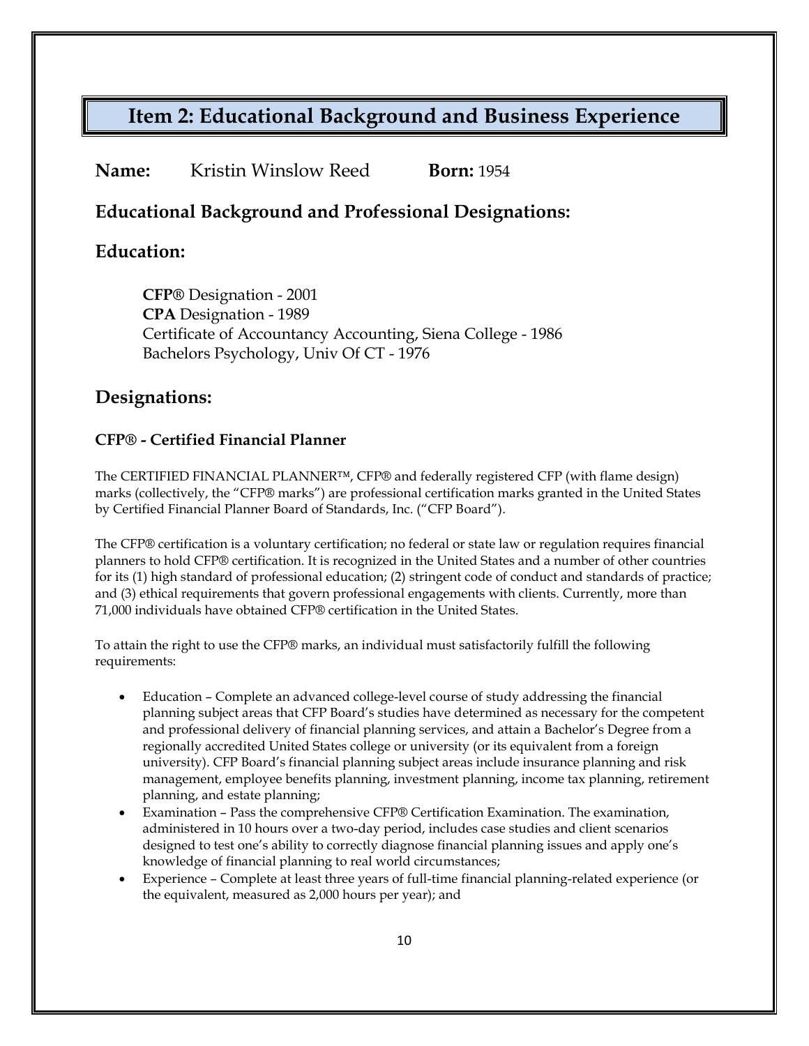# Item 2: Educational Background and Business Experience

**Name:** Kristin Winslow Reed **Born:** 1954

## Educational Background and Professional Designations:

## Education:

**CFP**® Designation - 2001
**CPA** Designation - 1989
Certificate of Accountancy Accounting, Siena College - 1986
Bachelors Psychology, Univ Of CT - 1976

## Designations:

### CFP® - Certified Financial Planner

The CERTIFIED FINANCIAL PLANNER™, CFP® and federally registered CFP (with flame design) marks (collectively, the "CFP® marks") are professional certification marks granted in the United States by Certified Financial Planner Board of Standards, Inc. ("CFP Board").

The CFP® certification is a voluntary certification; no federal or state law or regulation requires financial planners to hold CFP® certification. It is recognized in the United States and a number of other countries for its (1) high standard of professional education; (2) stringent code of conduct and standards of practice; and (3) ethical requirements that govern professional engagements with clients. Currently, more than 71,000 individuals have obtained CFP® certification in the United States.

To attain the right to use the CFP® marks, an individual must satisfactorily fulfill the following requirements:

- Education – Complete an advanced college-level course of study addressing the financial planning subject areas that CFP Board's studies have determined as necessary for the competent and professional delivery of financial planning services, and attain a Bachelor's Degree from a regionally accredited United States college or university (or its equivalent from a foreign university). CFP Board's financial planning subject areas include insurance planning and risk management, employee benefits planning, investment planning, income tax planning, retirement planning, and estate planning;
- Examination – Pass the comprehensive CFP® Certification Examination. The examination, administered in 10 hours over a two-day period, includes case studies and client scenarios designed to test one's ability to correctly diagnose financial planning issues and apply one's knowledge of financial planning to real world circumstances;
- Experience – Complete at least three years of full-time financial planning-related experience (or the equivalent, measured as 2,000 hours per year); and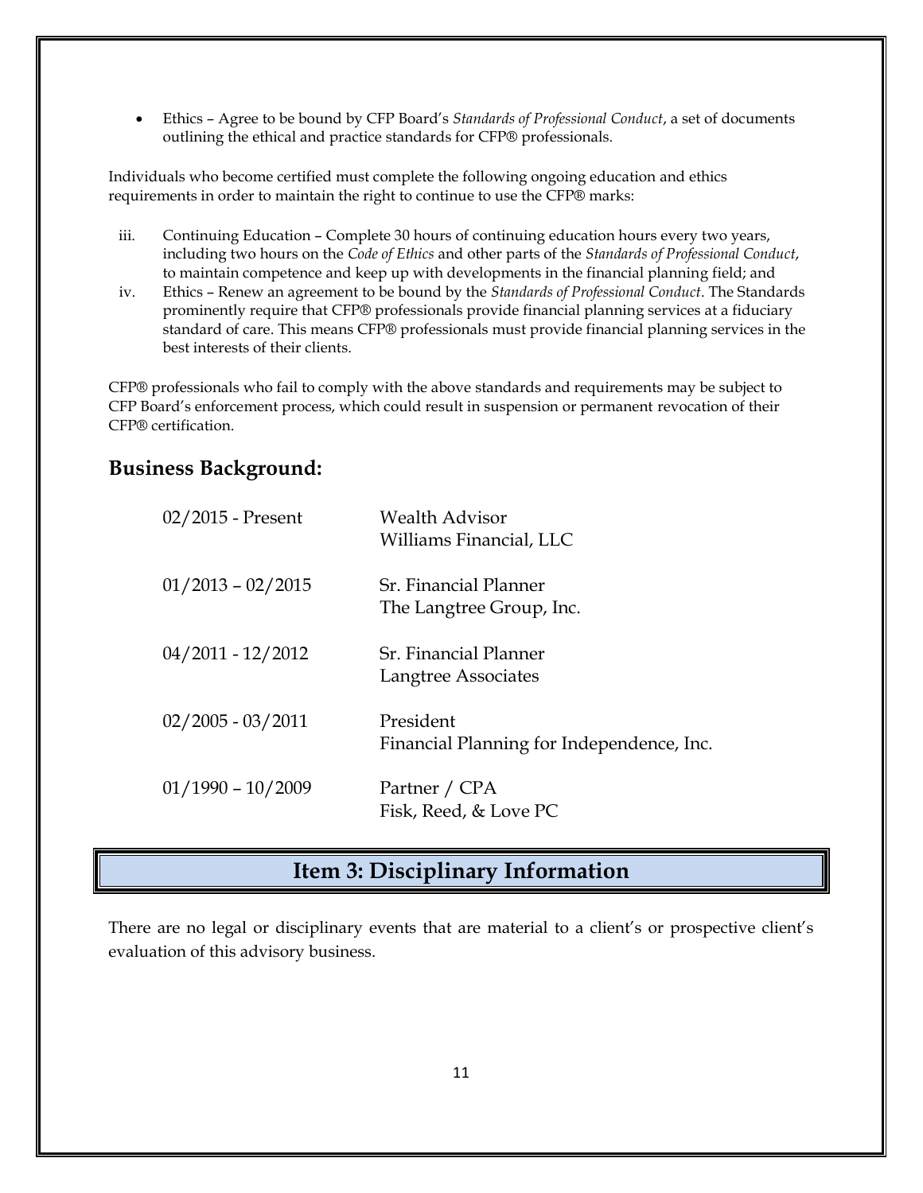- Ethics – Agree to be bound by CFP Board's *Standards of Professional Conduct*, a set of documents outlining the ethical and practice standards for CFP® professionals.

Individuals who become certified must complete the following ongoing education and ethics requirements in order to maintain the right to continue to use the CFP® marks:

iii. Continuing Education – Complete 30 hours of continuing education hours every two years, including two hours on the *Code of Ethics* and other parts of the *Standards of Professional Conduct*, to maintain competence and keep up with developments in the financial planning field; and

iv. Ethics – Renew an agreement to be bound by the *Standards of Professional Conduct*. The Standards prominently require that CFP® professionals provide financial planning services at a fiduciary standard of care. This means CFP® professionals must provide financial planning services in the best interests of their clients.

CFP® professionals who fail to comply with the above standards and requirements may be subject to CFP Board's enforcement process, which could result in suspension or permanent revocation of their CFP® certification.

## Business Background:

| | |
|---|---|
| 02/2015 - Present | Wealth Advisor<br>Williams Financial, LLC |
| 01/2013 – 02/2015 | Sr. Financial Planner<br>The Langtree Group, Inc. |
| 04/2011 - 12/2012 | Sr. Financial Planner<br>Langtree Associates |
| 02/2005 - 03/2011 | President<br>Financial Planning for Independence, Inc. |
| 01/1990 – 10/2009 | Partner / CPA<br>Fisk, Reed, & Love PC |

## Item 3: Disciplinary Information

There are no legal or disciplinary events that are material to a client's or prospective client's evaluation of this advisory business.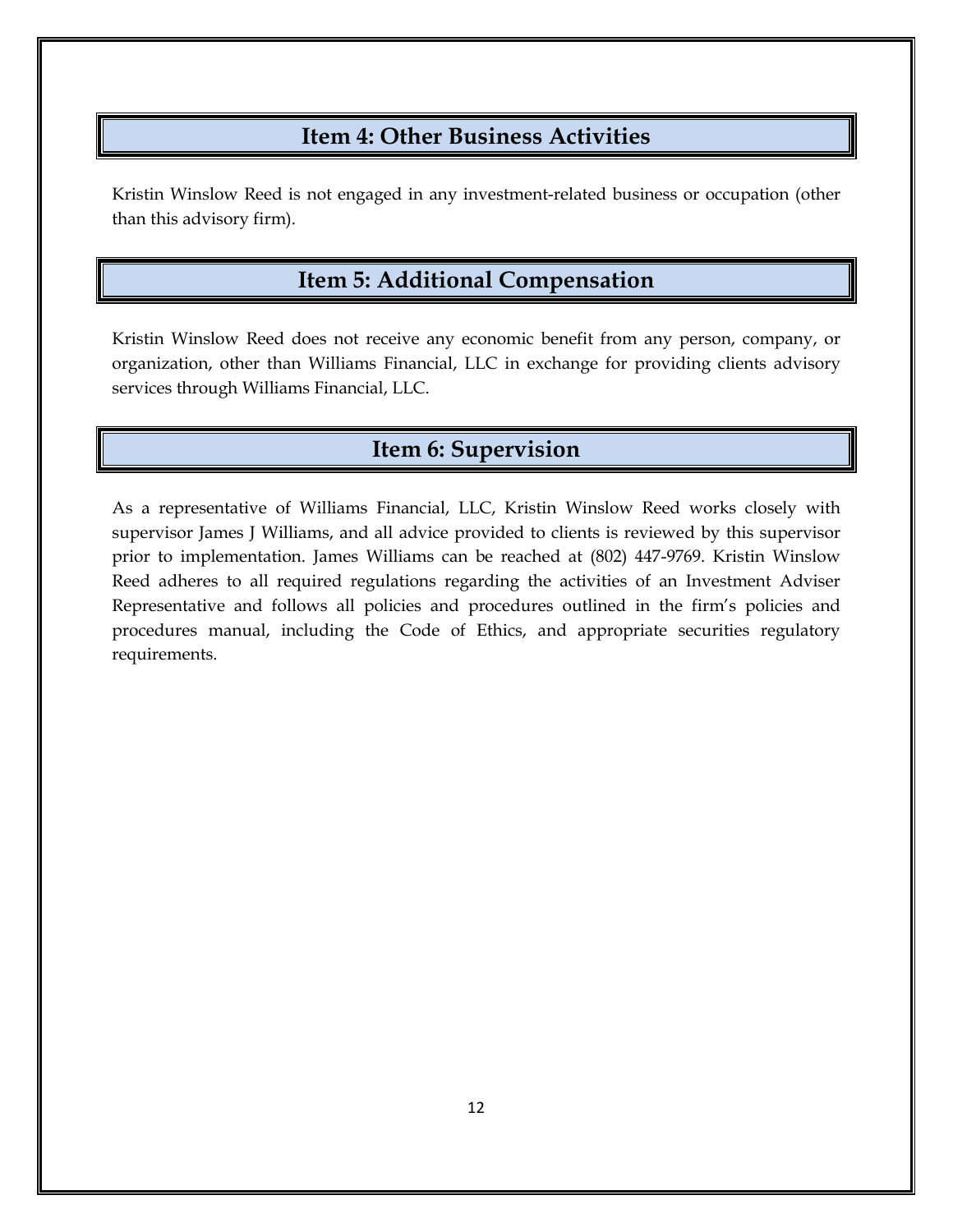## Item 4: Other Business Activities

Kristin Winslow Reed is not engaged in any investment-related business or occupation (other than this advisory firm).

## Item 5: Additional Compensation

Kristin Winslow Reed does not receive any economic benefit from any person, company, or organization, other than Williams Financial, LLC in exchange for providing clients advisory services through Williams Financial, LLC.

## Item 6: Supervision

As a representative of Williams Financial, LLC, Kristin Winslow Reed works closely with supervisor James J Williams, and all advice provided to clients is reviewed by this supervisor prior to implementation. James Williams can be reached at (802) 447-9769. Kristin Winslow Reed adheres to all required regulations regarding the activities of an Investment Adviser Representative and follows all policies and procedures outlined in the firm's policies and procedures manual, including the Code of Ethics, and appropriate securities regulatory requirements.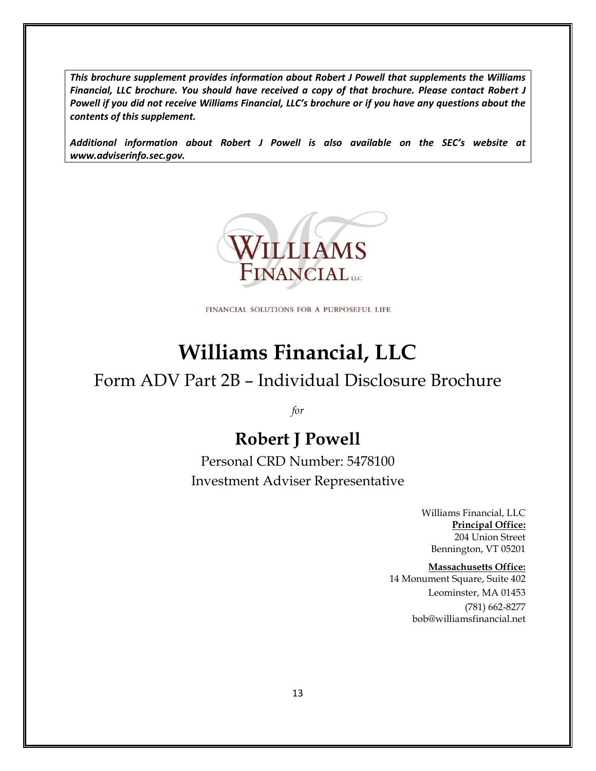***This brochure supplement provides information about Robert J Powell that supplements the Williams Financial, LLC brochure. You should have received a copy of that brochure. Please contact Robert J Powell if you did not receive Williams Financial, LLC's brochure or if you have any questions about the contents of this supplement.***

***Additional information about Robert J Powell is also available on the SEC's website at www.adviserinfo.sec.gov.***

WILLIAMS FINANCIAL LLC

FINANCIAL SOLUTIONS FOR A PURPOSEFUL LIFE

# Williams Financial, LLC

## Form ADV Part 2B – Individual Disclosure Brochure

*for*

## Robert J Powell

Personal CRD Number: 5478100

Investment Adviser Representative

Williams Financial, LLC
**Principal Office:**
204 Union Street
Bennington, VT 05201

**Massachusetts Office:**
14 Monument Square, Suite 402
Leominster, MA 01453
(781) 662-8277
bob@williamsfinancial.net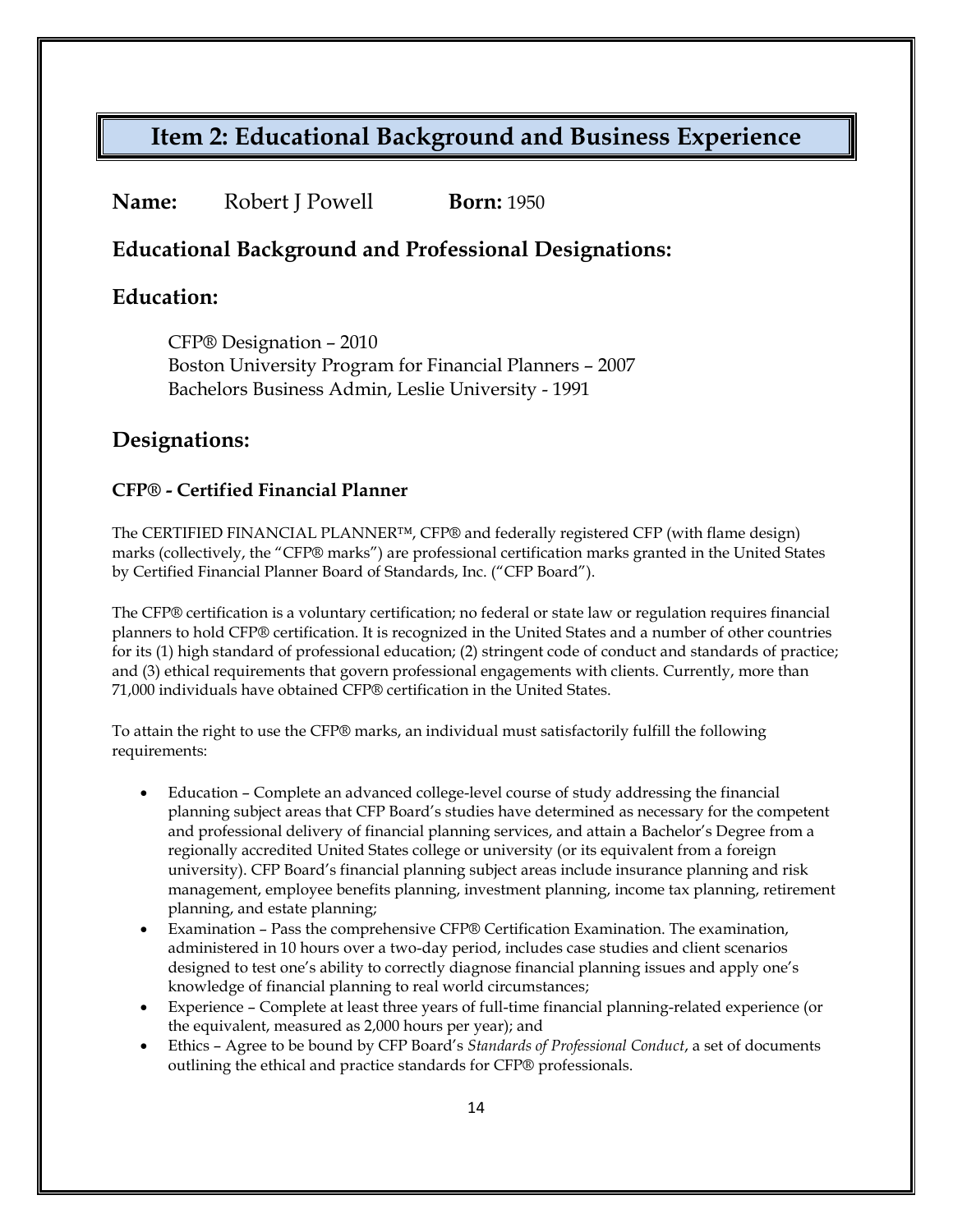# Item 2: Educational Background and Business Experience

**Name:** Robert J Powell **Born:** 1950

## Educational Background and Professional Designations:

## Education:

CFP® Designation – 2010
Boston University Program for Financial Planners – 2007
Bachelors Business Admin, Leslie University - 1991

## Designations:

### CFP® - Certified Financial Planner

The CERTIFIED FINANCIAL PLANNER™, CFP® and federally registered CFP (with flame design) marks (collectively, the "CFP® marks") are professional certification marks granted in the United States by Certified Financial Planner Board of Standards, Inc. ("CFP Board").

The CFP® certification is a voluntary certification; no federal or state law or regulation requires financial planners to hold CFP® certification. It is recognized in the United States and a number of other countries for its (1) high standard of professional education; (2) stringent code of conduct and standards of practice; and (3) ethical requirements that govern professional engagements with clients. Currently, more than 71,000 individuals have obtained CFP® certification in the United States.

To attain the right to use the CFP® marks, an individual must satisfactorily fulfill the following requirements:

- Education – Complete an advanced college-level course of study addressing the financial planning subject areas that CFP Board's studies have determined as necessary for the competent and professional delivery of financial planning services, and attain a Bachelor's Degree from a regionally accredited United States college or university (or its equivalent from a foreign university). CFP Board's financial planning subject areas include insurance planning and risk management, employee benefits planning, investment planning, income tax planning, retirement planning, and estate planning;
- Examination – Pass the comprehensive CFP® Certification Examination. The examination, administered in 10 hours over a two-day period, includes case studies and client scenarios designed to test one's ability to correctly diagnose financial planning issues and apply one's knowledge of financial planning to real world circumstances;
- Experience – Complete at least three years of full-time financial planning-related experience (or the equivalent, measured as 2,000 hours per year); and
- Ethics – Agree to be bound by CFP Board's *Standards of Professional Conduct*, a set of documents outlining the ethical and practice standards for CFP® professionals.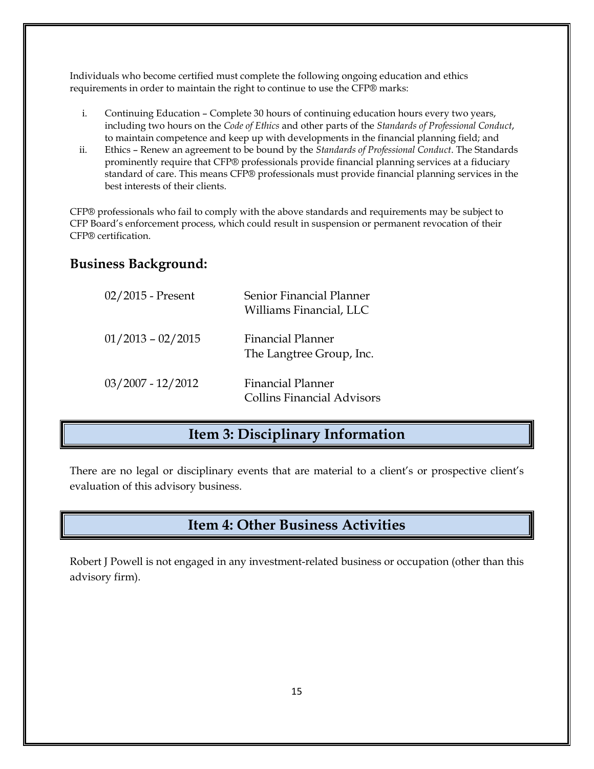Individuals who become certified must complete the following ongoing education and ethics requirements in order to maintain the right to continue to use the CFP® marks:

i. Continuing Education – Complete 30 hours of continuing education hours every two years, including two hours on the *Code of Ethics* and other parts of the *Standards of Professional Conduct*, to maintain competence and keep up with developments in the financial planning field; and
ii. Ethics – Renew an agreement to be bound by the *Standards of Professional Conduct*. The Standards prominently require that CFP® professionals provide financial planning services at a fiduciary standard of care. This means CFP® professionals must provide financial planning services in the best interests of their clients.

CFP® professionals who fail to comply with the above standards and requirements may be subject to CFP Board's enforcement process, which could result in suspension or permanent revocation of their CFP® certification.

## Business Background:

| | |
|---|---|
| 02/2015 - Present | Senior Financial Planner<br>Williams Financial, LLC |
| 01/2013 – 02/2015 | Financial Planner<br>The Langtree Group, Inc. |
| 03/2007 - 12/2012 | Financial Planner<br>Collins Financial Advisors |

## Item 3: Disciplinary Information

There are no legal or disciplinary events that are material to a client's or prospective client's evaluation of this advisory business.

## Item 4: Other Business Activities

Robert J Powell is not engaged in any investment-related business or occupation (other than this advisory firm).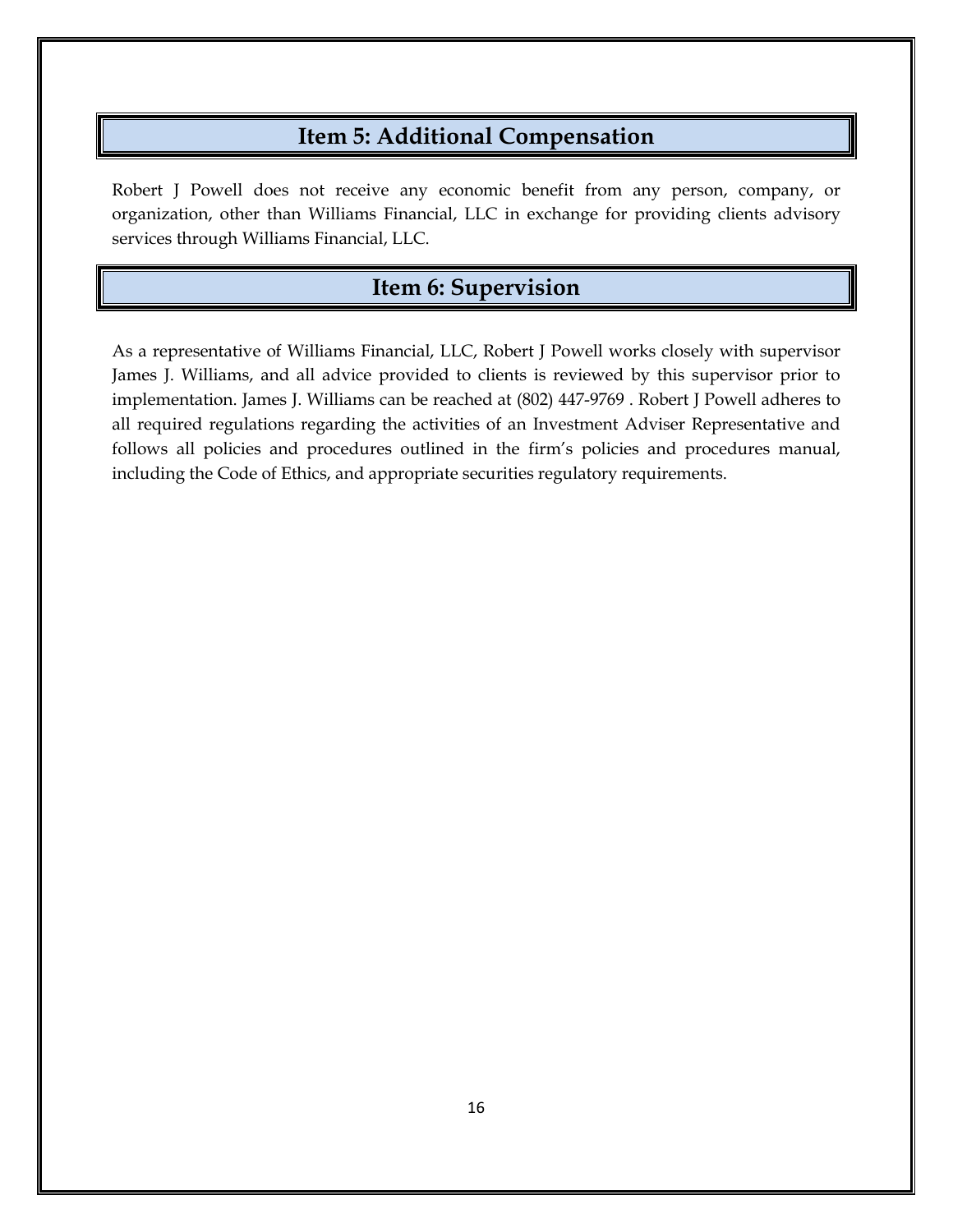## Item 5: Additional Compensation

Robert J Powell does not receive any economic benefit from any person, company, or organization, other than Williams Financial, LLC in exchange for providing clients advisory services through Williams Financial, LLC.

## Item 6: Supervision

As a representative of Williams Financial, LLC, Robert J Powell works closely with supervisor James J. Williams, and all advice provided to clients is reviewed by this supervisor prior to implementation. James J. Williams can be reached at (802) 447-9769 . Robert J Powell adheres to all required regulations regarding the activities of an Investment Adviser Representative and follows all policies and procedures outlined in the firm's policies and procedures manual, including the Code of Ethics, and appropriate securities regulatory requirements.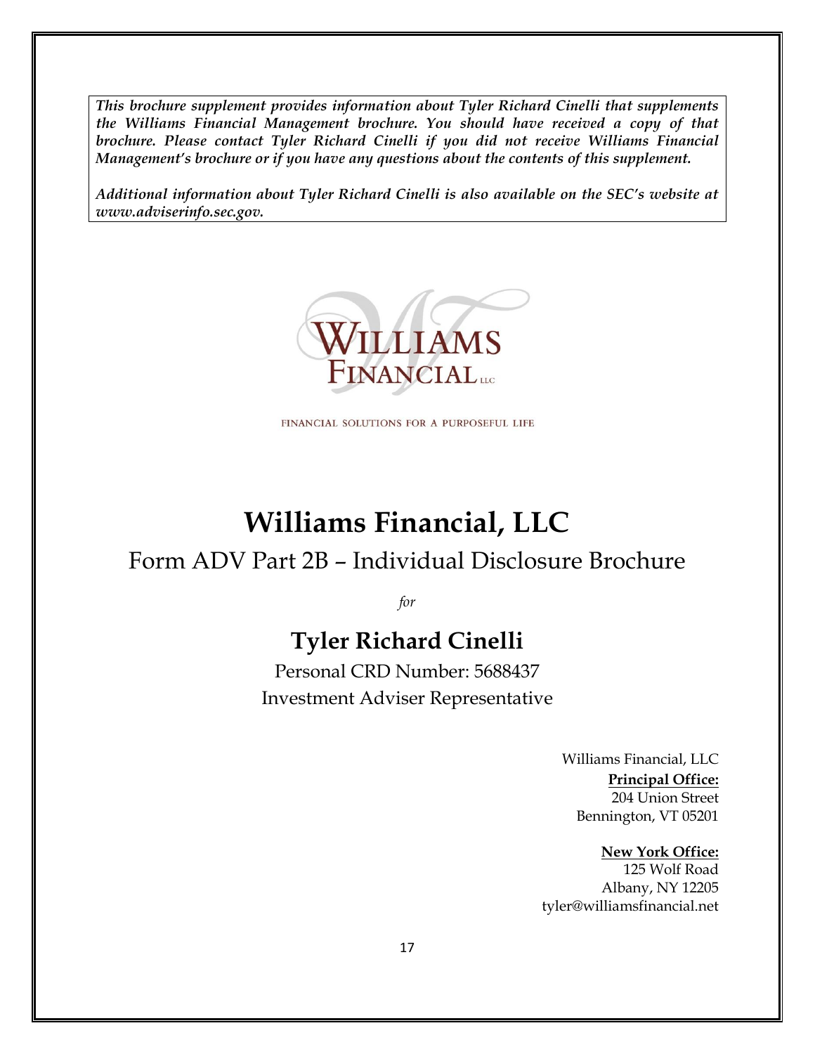***This brochure supplement provides information about Tyler Richard Cinelli that supplements the Williams Financial Management brochure. You should have received a copy of that brochure. Please contact Tyler Richard Cinelli if you did not receive Williams Financial Management's brochure or if you have any questions about the contents of this supplement.***

***Additional information about Tyler Richard Cinelli is also available on the SEC's website at www.adviserinfo.sec.gov.***

WILLIAMS FINANCIAL LLC

FINANCIAL SOLUTIONS FOR A PURPOSEFUL LIFE

# Williams Financial, LLC

## Form ADV Part 2B – Individual Disclosure Brochure

*for*

## Tyler Richard Cinelli

Personal CRD Number: 5688437

Investment Adviser Representative

Williams Financial, LLC

**Principal Office:**
204 Union Street
Bennington, VT 05201

**New York Office:**
125 Wolf Road
Albany, NY 12205
tyler@williamsfinancial.net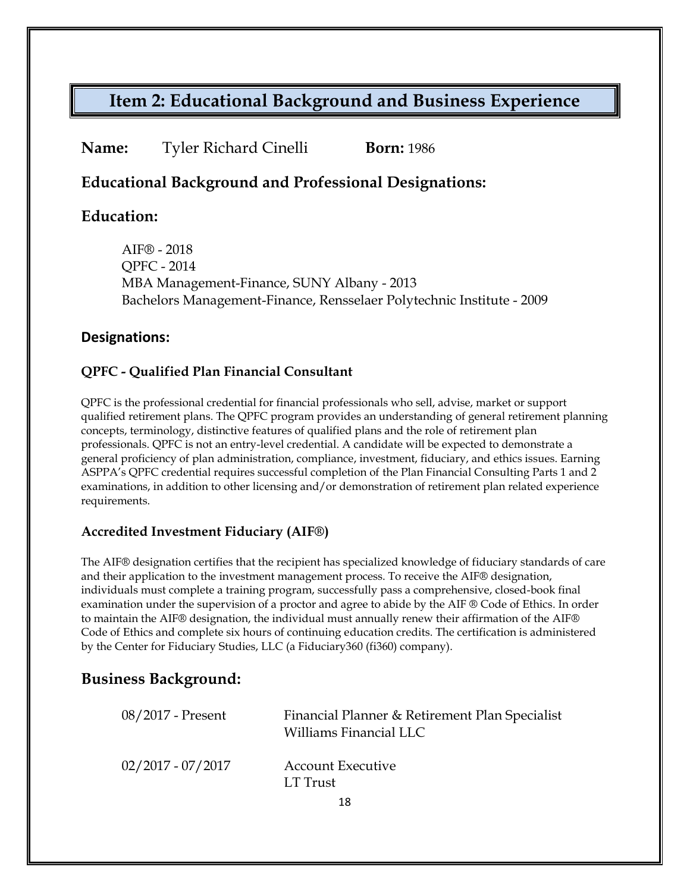# Item 2: Educational Background and Business Experience

**Name:** Tyler Richard Cinelli **Born:** 1986

## Educational Background and Professional Designations:

## Education:

AIF® - 2018
QPFC - 2014
MBA Management-Finance, SUNY Albany - 2013
Bachelors Management-Finance, Rensselaer Polytechnic Institute - 2009

### Designations:

#### QPFC - Qualified Plan Financial Consultant

QPFC is the professional credential for financial professionals who sell, advise, market or support qualified retirement plans. The QPFC program provides an understanding of general retirement planning concepts, terminology, distinctive features of qualified plans and the role of retirement plan professionals. QPFC is not an entry-level credential. A candidate will be expected to demonstrate a general proficiency of plan administration, compliance, investment, fiduciary, and ethics issues. Earning ASPPA's QPFC credential requires successful completion of the Plan Financial Consulting Parts 1 and 2 examinations, in addition to other licensing and/or demonstration of retirement plan related experience requirements.

#### Accredited Investment Fiduciary (AIF®)

The AIF® designation certifies that the recipient has specialized knowledge of fiduciary standards of care and their application to the investment management process. To receive the AIF® designation, individuals must complete a training program, successfully pass a comprehensive, closed-book final examination under the supervision of a proctor and agree to abide by the AIF ® Code of Ethics. In order to maintain the AIF® designation, the individual must annually renew their affirmation of the AIF® Code of Ethics and complete six hours of continuing education credits. The certification is administered by the Center for Fiduciary Studies, LLC (a Fiduciary360 (fi360) company).

## Business Background:

| | |
|---|---|
| 08/2017 - Present | Financial Planner & Retirement Plan Specialist<br>Williams Financial LLC |
| 02/2017 - 07/2017 | Account Executive<br>LT Trust |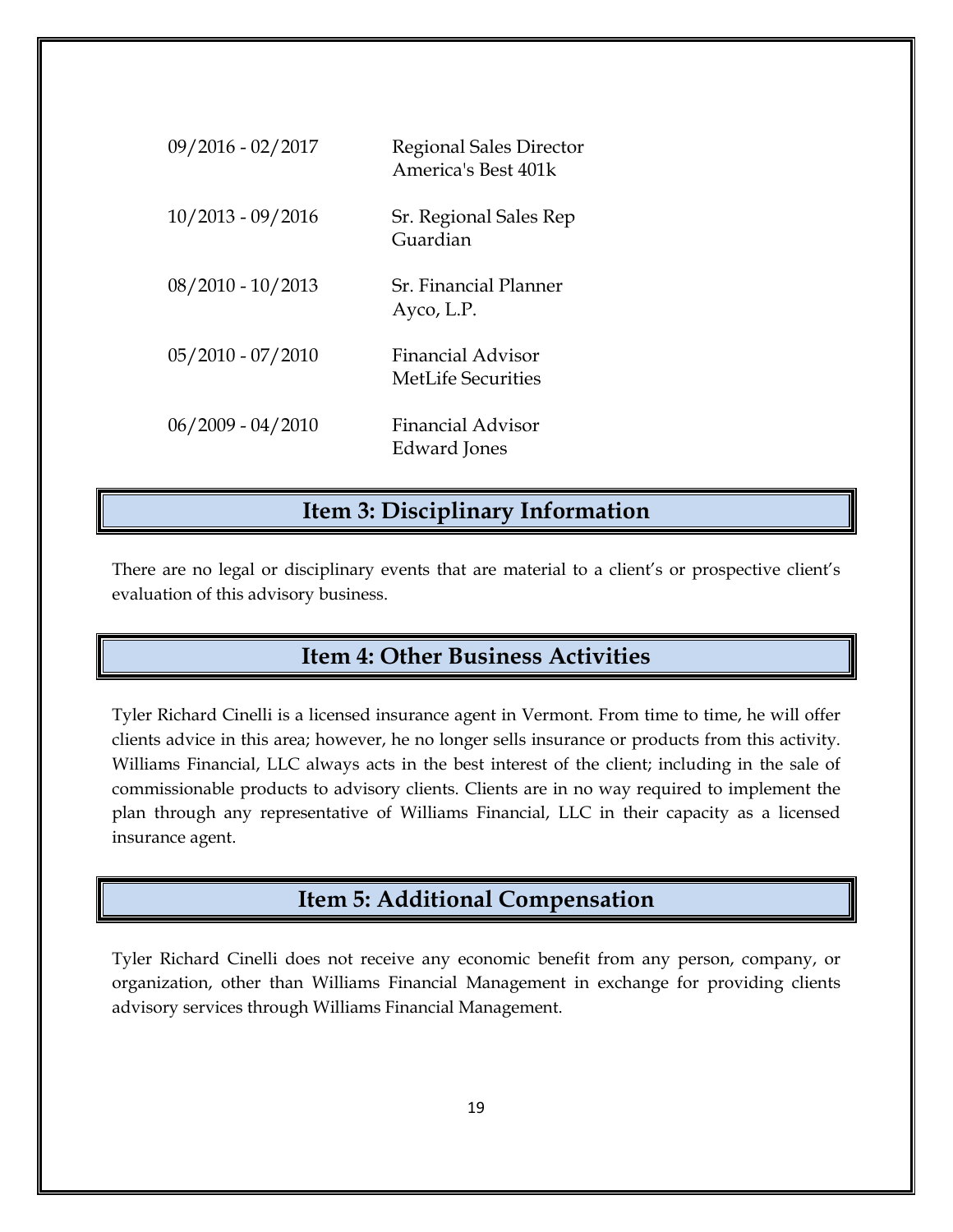| | |
|---|---|
| 09/2016 - 02/2017 | Regional Sales Director<br>America's Best 401k |
| 10/2013 - 09/2016 | Sr. Regional Sales Rep<br>Guardian |
| 08/2010 - 10/2013 | Sr. Financial Planner<br>Ayco, L.P. |
| 05/2010 - 07/2010 | Financial Advisor<br>MetLife Securities |
| 06/2009 - 04/2010 | Financial Advisor<br>Edward Jones |

## Item 3: Disciplinary Information

There are no legal or disciplinary events that are material to a client's or prospective client's evaluation of this advisory business.

## Item 4: Other Business Activities

Tyler Richard Cinelli is a licensed insurance agent in Vermont. From time to time, he will offer clients advice in this area; however, he no longer sells insurance or products from this activity. Williams Financial, LLC always acts in the best interest of the client; including in the sale of commissionable products to advisory clients. Clients are in no way required to implement the plan through any representative of Williams Financial, LLC in their capacity as a licensed insurance agent.

## Item 5: Additional Compensation

Tyler Richard Cinelli does not receive any economic benefit from any person, company, or organization, other than Williams Financial Management in exchange for providing clients advisory services through Williams Financial Management.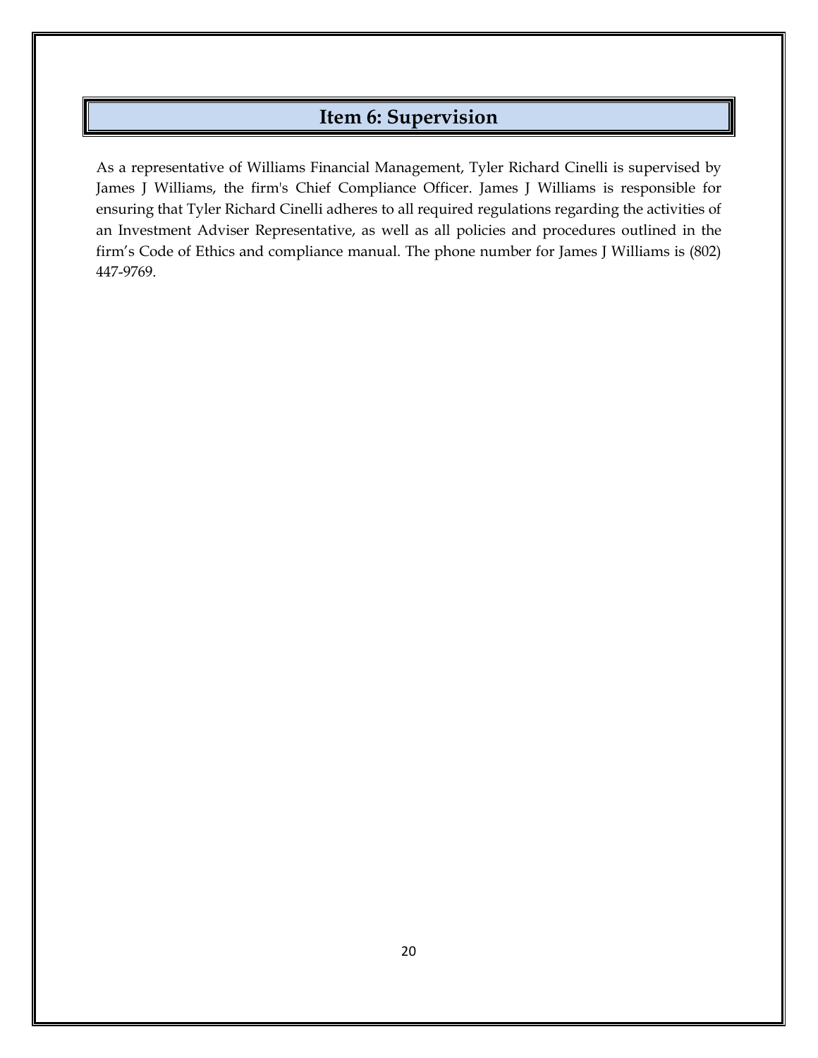# Item 6: Supervision

As a representative of Williams Financial Management, Tyler Richard Cinelli is supervised by James J Williams, the firm's Chief Compliance Officer. James J Williams is responsible for ensuring that Tyler Richard Cinelli adheres to all required regulations regarding the activities of an Investment Adviser Representative, as well as all policies and procedures outlined in the firm’s Code of Ethics and compliance manual. The phone number for James J Williams is (802) 447-9769.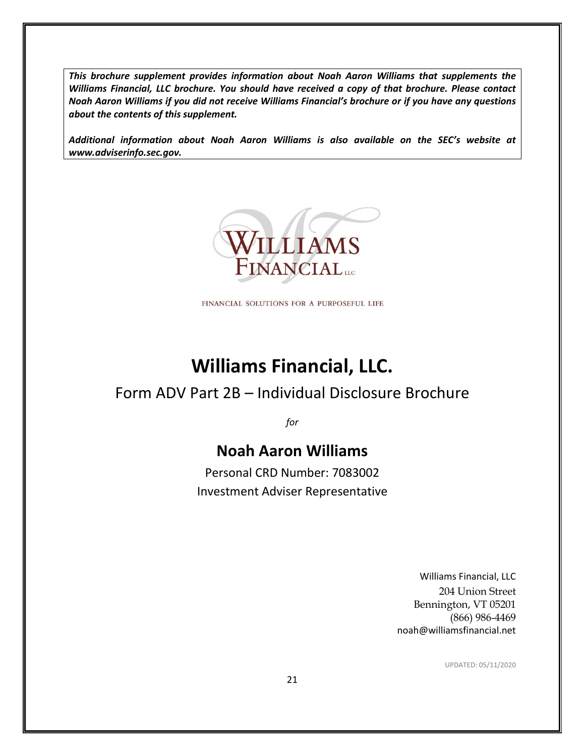***This brochure supplement provides information about Noah Aaron Williams that supplements the Williams Financial, LLC brochure. You should have received a copy of that brochure. Please contact Noah Aaron Williams if you did not receive Williams Financial's brochure or if you have any questions about the contents of this supplement.***

***Additional information about Noah Aaron Williams is also available on the SEC's website at www.adviserinfo.sec.gov.***

WILLIAMS FINANCIAL LLC

FINANCIAL SOLUTIONS FOR A PURPOSEFUL LIFE

# Williams Financial, LLC.

## Form ADV Part 2B – Individual Disclosure Brochure

*for*

## Noah Aaron Williams

Personal CRD Number: 7083002

Investment Adviser Representative

Williams Financial, LLC
204 Union Street
Bennington, VT 05201
(866) 986-4469
noah@williamsfinancial.net

UPDATED: 05/11/2020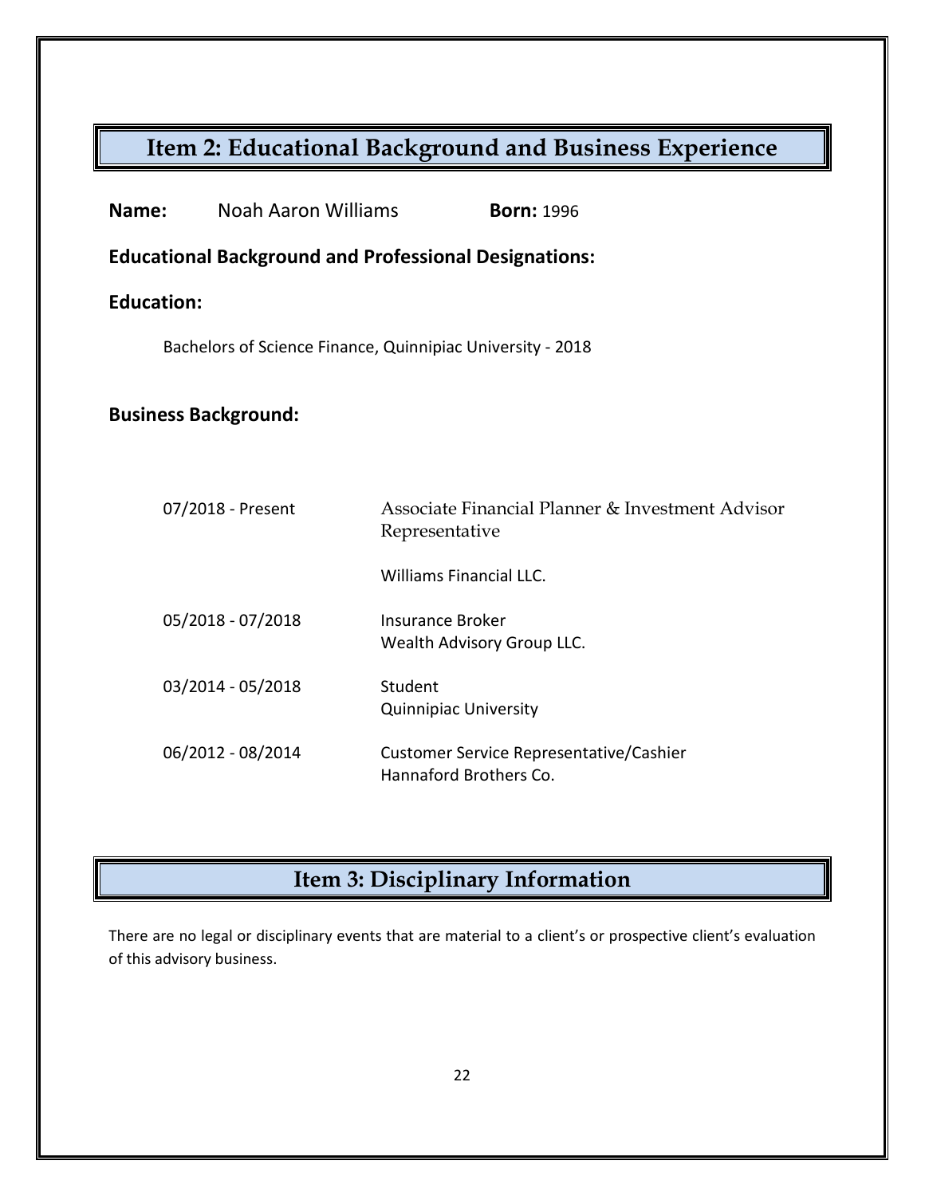## Item 2: Educational Background and Business Experience

**Name:** Noah Aaron Williams **Born:** 1996

### Educational Background and Professional Designations:

### Education:

Bachelors of Science Finance, Quinnipiac University - 2018

### Business Background:

| | |
|---|---|
| 07/2018 - Present | Associate Financial Planner & Investment Advisor Representative<br><br>Williams Financial LLC. |
| 05/2018 - 07/2018 | Insurance Broker<br>Wealth Advisory Group LLC. |
| 03/2014 - 05/2018 | Student<br>Quinnipiac University |
| 06/2012 - 08/2014 | Customer Service Representative/Cashier<br>Hannaford Brothers Co. |

## Item 3: Disciplinary Information

There are no legal or disciplinary events that are material to a client's or prospective client's evaluation of this advisory business.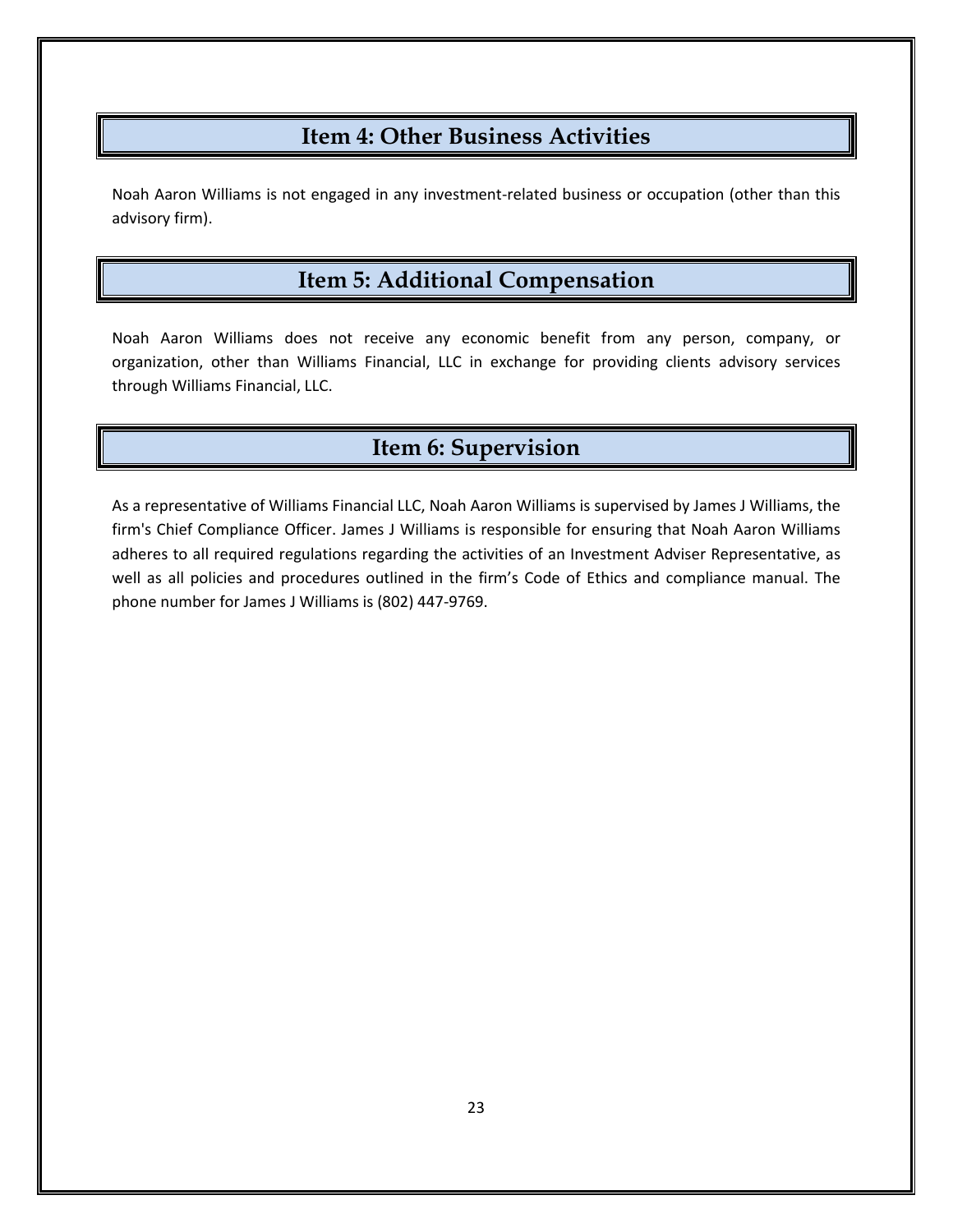## Item 4: Other Business Activities

Noah Aaron Williams is not engaged in any investment-related business or occupation (other than this advisory firm).

## Item 5: Additional Compensation

Noah Aaron Williams does not receive any economic benefit from any person, company, or organization, other than Williams Financial, LLC in exchange for providing clients advisory services through Williams Financial, LLC.

## Item 6: Supervision

As a representative of Williams Financial LLC, Noah Aaron Williams is supervised by James J Williams, the firm's Chief Compliance Officer. James J Williams is responsible for ensuring that Noah Aaron Williams adheres to all required regulations regarding the activities of an Investment Adviser Representative, as well as all policies and procedures outlined in the firm's Code of Ethics and compliance manual. The phone number for James J Williams is (802) 447-9769.